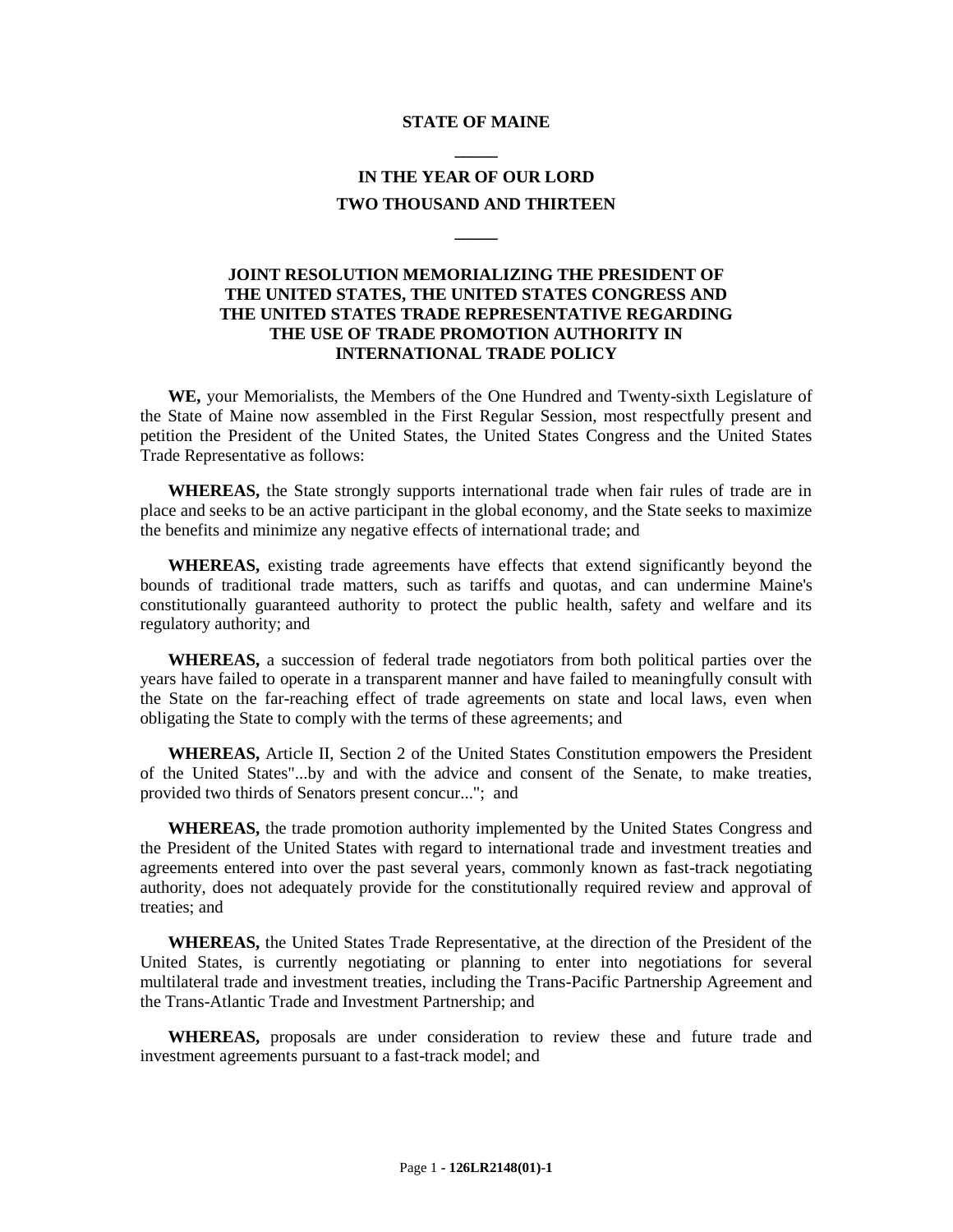**STATE OF MAINE**

**IN THE YEAR OF OUR LORD**
**TWO THOUSAND AND THIRTEEN**

**JOINT RESOLUTION MEMORIALIZING THE PRESIDENT OF THE UNITED STATES, THE UNITED STATES CONGRESS AND THE UNITED STATES TRADE REPRESENTATIVE REGARDING THE USE OF TRADE PROMOTION AUTHORITY IN INTERNATIONAL TRADE POLICY**

**WE,** your Memorialists, the Members of the One Hundred and Twenty-sixth Legislature of the State of Maine now assembled in the First Regular Session, most respectfully present and petition the President of the United States, the United States Congress and the United States Trade Representative as follows:

**WHEREAS,** the State strongly supports international trade when fair rules of trade are in place and seeks to be an active participant in the global economy, and the State seeks to maximize the benefits and minimize any negative effects of international trade; and

**WHEREAS,** existing trade agreements have effects that extend significantly beyond the bounds of traditional trade matters, such as tariffs and quotas, and can undermine Maine's constitutionally guaranteed authority to protect the public health, safety and welfare and its regulatory authority; and

**WHEREAS,** a succession of federal trade negotiators from both political parties over the years have failed to operate in a transparent manner and have failed to meaningfully consult with the State on the far-reaching effect of trade agreements on state and local laws, even when obligating the State to comply with the terms of these agreements; and

**WHEREAS,** Article II, Section 2 of the United States Constitution empowers the President of the United States"...by and with the advice and consent of the Senate, to make treaties, provided two thirds of Senators present concur..."; and

**WHEREAS,** the trade promotion authority implemented by the United States Congress and the President of the United States with regard to international trade and investment treaties and agreements entered into over the past several years, commonly known as fast-track negotiating authority, does not adequately provide for the constitutionally required review and approval of treaties; and

**WHEREAS,** the United States Trade Representative, at the direction of the President of the United States, is currently negotiating or planning to enter into negotiations for several multilateral trade and investment treaties, including the Trans-Pacific Partnership Agreement and the Trans-Atlantic Trade and Investment Partnership; and

**WHEREAS,** proposals are under consideration to review these and future trade and investment agreements pursuant to a fast-track model; and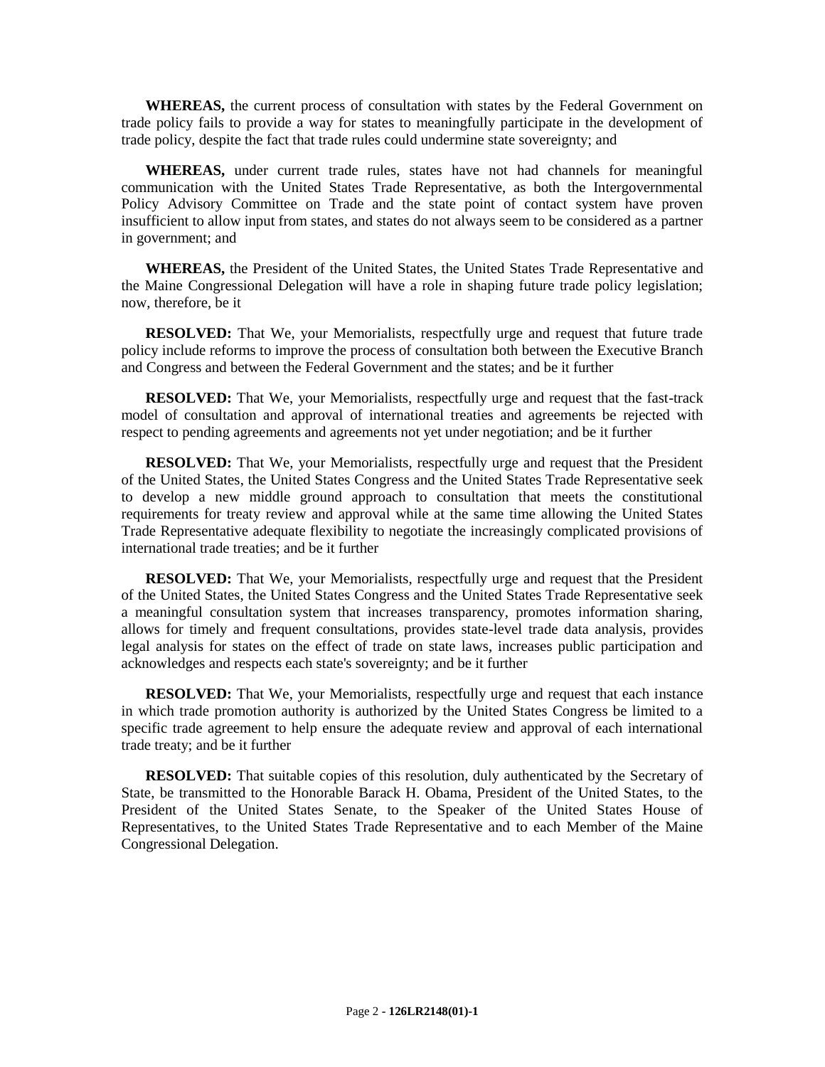**WHEREAS,** the current process of consultation with states by the Federal Government on trade policy fails to provide a way for states to meaningfully participate in the development of trade policy, despite the fact that trade rules could undermine state sovereignty; and

**WHEREAS,** under current trade rules, states have not had channels for meaningful communication with the United States Trade Representative, as both the Intergovernmental Policy Advisory Committee on Trade and the state point of contact system have proven insufficient to allow input from states, and states do not always seem to be considered as a partner in government; and

**WHEREAS,** the President of the United States, the United States Trade Representative and the Maine Congressional Delegation will have a role in shaping future trade policy legislation; now, therefore, be it

**RESOLVED:** That We, your Memorialists, respectfully urge and request that future trade policy include reforms to improve the process of consultation both between the Executive Branch and Congress and between the Federal Government and the states; and be it further

**RESOLVED:** That We, your Memorialists, respectfully urge and request that the fast-track model of consultation and approval of international treaties and agreements be rejected with respect to pending agreements and agreements not yet under negotiation; and be it further

**RESOLVED:** That We, your Memorialists, respectfully urge and request that the President of the United States, the United States Congress and the United States Trade Representative seek to develop a new middle ground approach to consultation that meets the constitutional requirements for treaty review and approval while at the same time allowing the United States Trade Representative adequate flexibility to negotiate the increasingly complicated provisions of international trade treaties; and be it further

**RESOLVED:** That We, your Memorialists, respectfully urge and request that the President of the United States, the United States Congress and the United States Trade Representative seek a meaningful consultation system that increases transparency, promotes information sharing, allows for timely and frequent consultations, provides state-level trade data analysis, provides legal analysis for states on the effect of trade on state laws, increases public participation and acknowledges and respects each state's sovereignty; and be it further

**RESOLVED:** That We, your Memorialists, respectfully urge and request that each instance in which trade promotion authority is authorized by the United States Congress be limited to a specific trade agreement to help ensure the adequate review and approval of each international trade treaty; and be it further

**RESOLVED:** That suitable copies of this resolution, duly authenticated by the Secretary of State, be transmitted to the Honorable Barack H. Obama, President of the United States, to the President of the United States Senate, to the Speaker of the United States House of Representatives, to the United States Trade Representative and to each Member of the Maine Congressional Delegation.